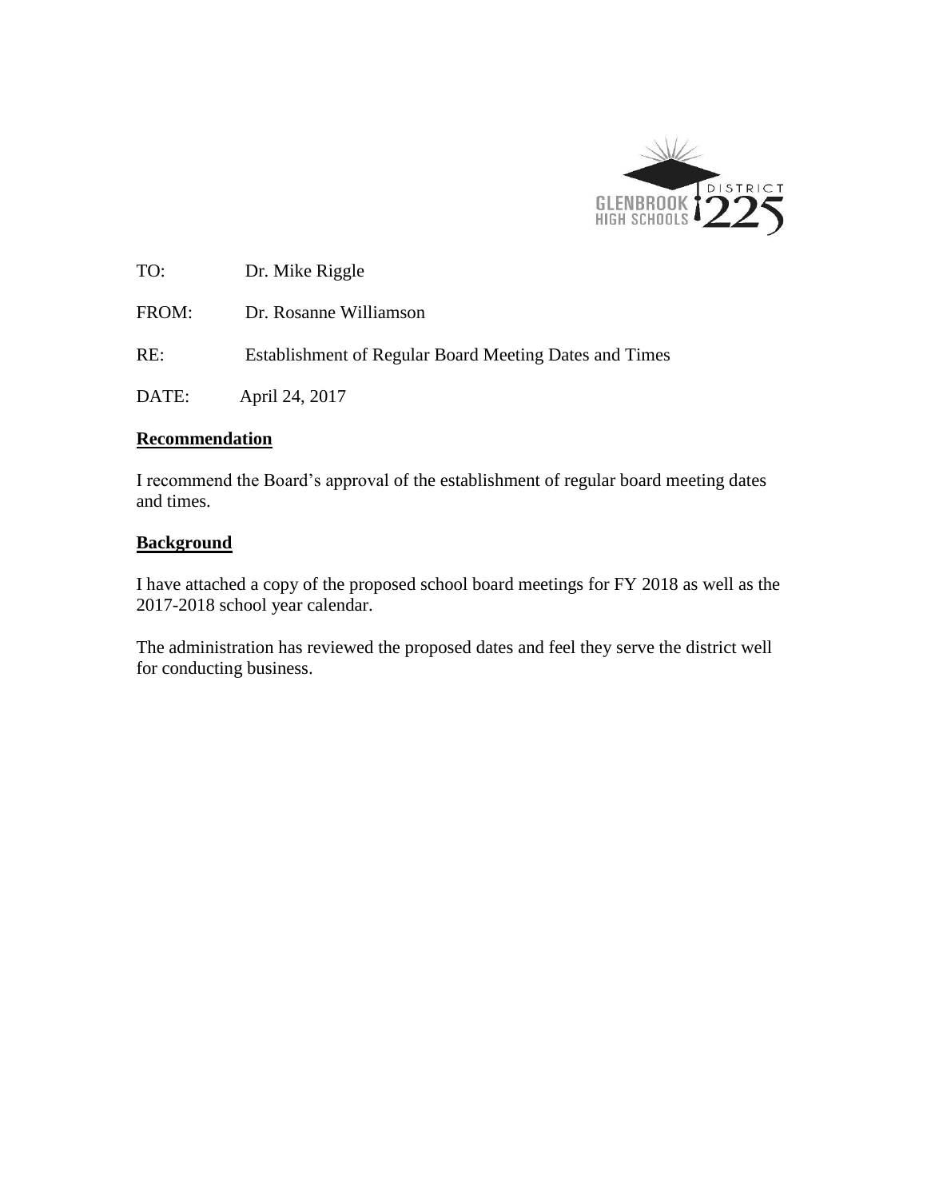TO: Dr. Mike Riggle

FROM: Dr. Rosanne Williamson

RE: Establishment of Regular Board Meeting Dates and Times

DATE: April 24, 2017

## **Recommendation**

I recommend the Board's approval of the establishment of regular board meeting dates and times.

## **Background**

I have attached a copy of the proposed school board meetings for FY 2018 as well as the 2017-2018 school year calendar.

The administration has reviewed the proposed dates and feel they serve the district well for conducting business.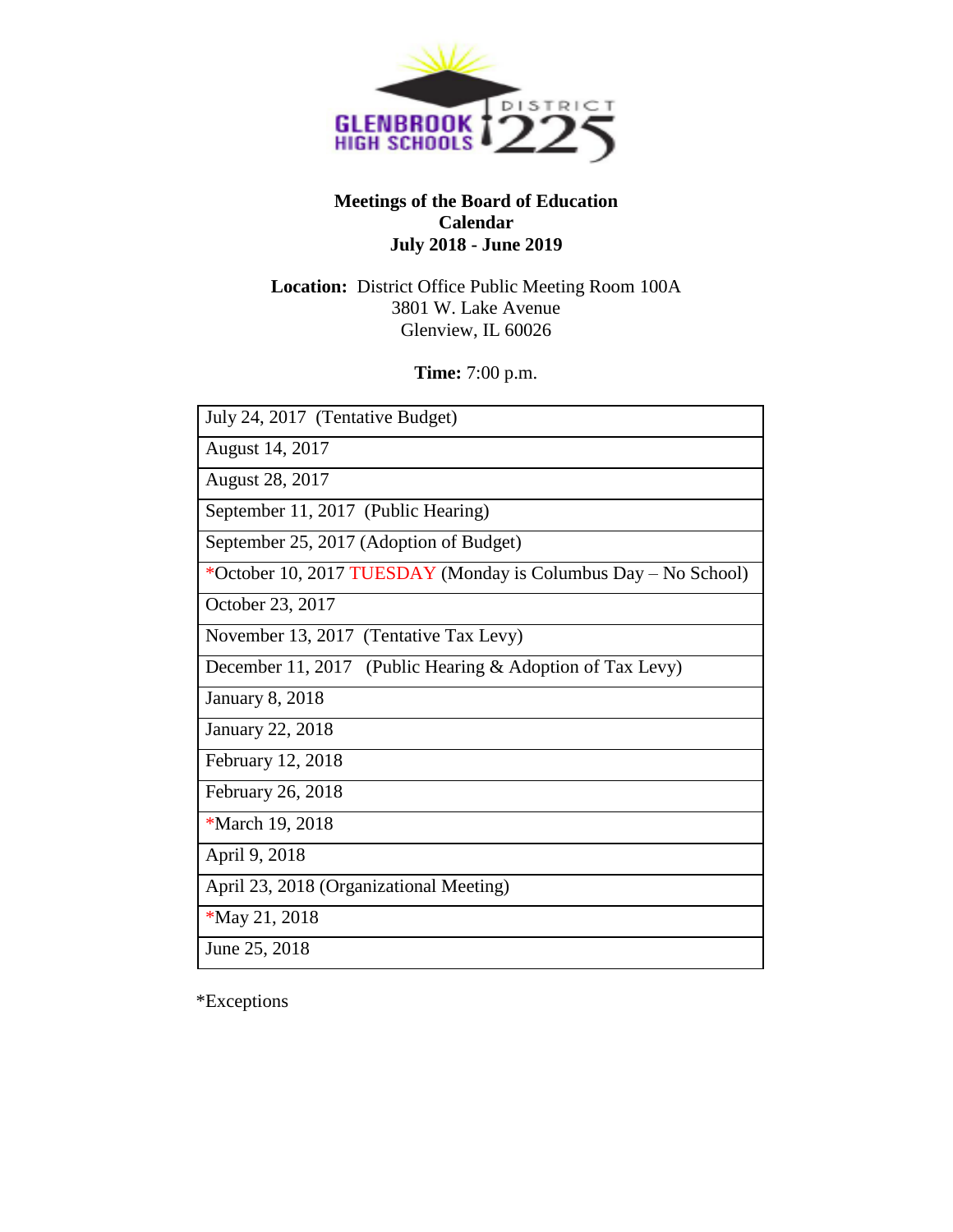GLENBROOK HIGH SCHOOLS DISTRICT 225

**Meetings of the Board of Education**
**Calendar**
**July 2018 - June 2019**

**Location:** District Office Public Meeting Room 100A
3801 W. Lake Avenue
Glenview, IL 60026

**Time:** 7:00 p.m.

| |
|---|
| July 24, 2017 (Tentative Budget) |
| August 14, 2017 |
| August 28, 2017 |
| September 11, 2017 (Public Hearing) |
| September 25, 2017 (Adoption of Budget) |
| *October 10, 2017 TUESDAY (Monday is Columbus Day – No School) |
| October 23, 2017 |
| November 13, 2017 (Tentative Tax Levy) |
| December 11, 2017 (Public Hearing & Adoption of Tax Levy) |
| January 8, 2018 |
| January 22, 2018 |
| February 12, 2018 |
| February 26, 2018 |
| *March 19, 2018 |
| April 9, 2018 |
| April 23, 2018 (Organizational Meeting) |
| *May 21, 2018 |
| June 25, 2018 |

*Exceptions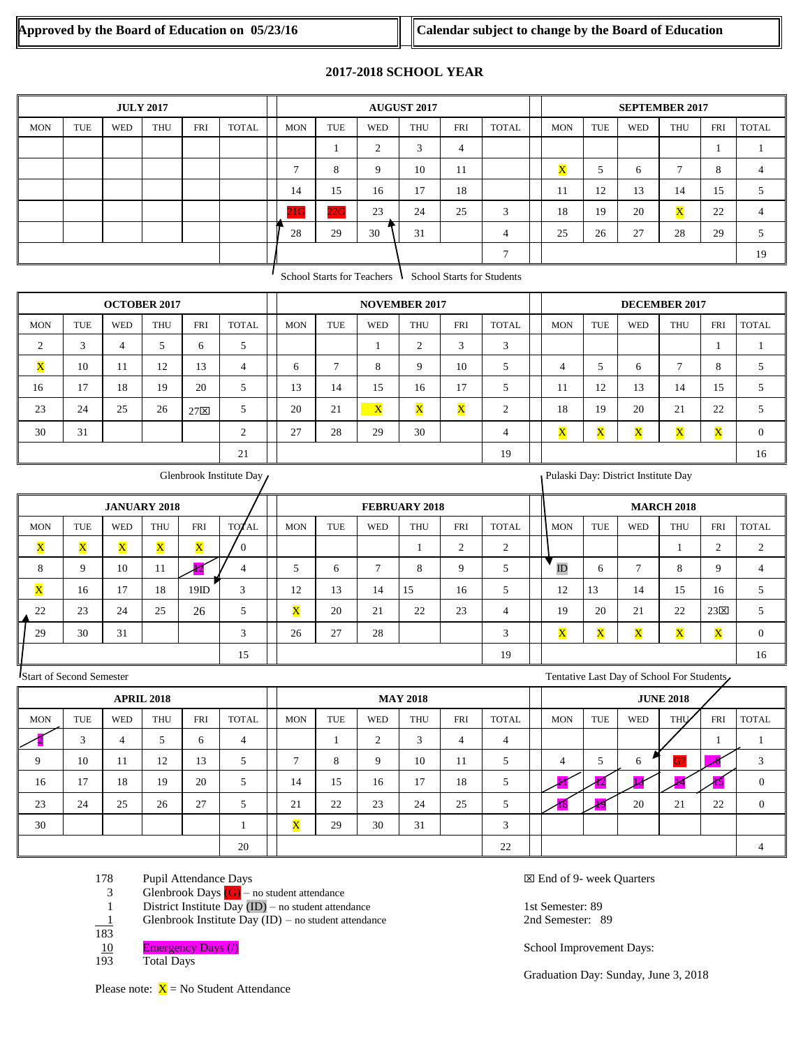**Approved by the Board of Education on 05/23/16**

**Calendar subject to change by the Board of Education**

## 2017-2018 SCHOOL YEAR

| JULY 2017 | | | | | | AUGUST 2017 | | | | | | SEPTEMBER 2017 | | | | | |
|---|---|---|---|---|---|---|---|---|---|---|---|---|---|---|---|---|---|
| MON | TUE | WED | THU | FRI | TOTAL | MON | TUE | WED | THU | FRI | TOTAL | MON | TUE | WED | THU | FRI | TOTAL |
| | | | | | | | 1 | 2 | 3 | 4 | | | | | | 1 | 1 |
| | | | | | | 7 | 8 | 9 | 10 | 11 | | X | 5 | 6 | 7 | 8 | 4 |
| | | | | | | 14 | 15 | 16 | 17 | 18 | | 11 | 12 | 13 | 14 | 15 | 5 |
| | | | | | | 21G | 22G | 23 | 24 | 25 | 3 | 18 | 19 | 20 | X | 22 | 4 |
| | | | | | | 28 | 29 | 30 | 31 | | 4 | 25 | 26 | 27 | 28 | 29 | 5 |
| | | | | | | | | | | | 7 | | | | | | 19 |

School Starts for Teachers (August 21) — School Starts for Students (August 23)

| OCTOBER 2017 | | | | | | NOVEMBER 2017 | | | | | | DECEMBER 2017 | | | | | |
|---|---|---|---|---|---|---|---|---|---|---|---|---|---|---|---|---|---|
| MON | TUE | WED | THU | FRI | TOTAL | MON | TUE | WED | THU | FRI | TOTAL | MON | TUE | WED | THU | FRI | TOTAL |
| 2 | 3 | 4 | 5 | 6 | 5 | | | 1 | 2 | 3 | 3 | | | | | 1 | 1 |
| X | 10 | 11 | 12 | 13 | 4 | 6 | 7 | 8 | 9 | 10 | 5 | 4 | 5 | 6 | 7 | 8 | 5 |
| 16 | 17 | 18 | 19 | 20 | 5 | 13 | 14 | 15 | 16 | 17 | 5 | 11 | 12 | 13 | 14 | 15 | 5 |
| 23 | 24 | 25 | 26 | 27☒ | 5 | 20 | 21 | X | X | X | 2 | 18 | 19 | 20 | 21 | 22 | 5 |
| 30 | 31 | | | | 2 | 27 | 28 | 29 | 30 | | 4 | X | X | X | X | X | 0 |
| | | | | | 21 | | | | | | 19 | | | | | | 16 |

Glenbrook Institute Day (January 19) — Pulaski Day: District Institute Day (March 5)

| JANUARY 2018 | | | | | | FEBRUARY 2018 | | | | | | MARCH 2018 | | | | | |
|---|---|---|---|---|---|---|---|---|---|---|---|---|---|---|---|---|---|
| MON | TUE | WED | THU | FRI | TOTAL | MON | TUE | WED | THU | FRI | TOTAL | MON | TUE | WED | THU | FRI | TOTAL |
| X | X | X | X | X | 0 | | | | 1 | 2 | 2 | | | | 1 | 2 | 2 |
| 8 | 9 | 10 | 11 | 12 (/) | 4 | 5 | 6 | 7 | 8 | 9 | 5 | ID | 6 | 7 | 8 | 9 | 4 |
| X | 16 | 17 | 18 | 19ID | 3 | 12 | 13 | 14 | 15 | 16 | 5 | 12 | 13 | 14 | 15 | 16 | 5 |
| 22 | 23 | 24 | 25 | 26 | 5 | X | 20 | 21 | 22 | 23 | 4 | 19 | 20 | 21 | 22 | 23☒ | 5 |
| 29 | 30 | 31 | | | 3 | 26 | 27 | 28 | | | 3 | X | X | X | X | X | 0 |
| | | | | | 15 | | | | | | 19 | | | | | | 16 |

Start of Second Semester (January 22) — Tentative Last Day of School For Students (June 6)

| APRIL 2018 | | | | | | MAY 2018 | | | | | | JUNE 2018 | | | | | |
|---|---|---|---|---|---|---|---|---|---|---|---|---|---|---|---|---|---|
| MON | TUE | WED | THU | FRI | TOTAL | MON | TUE | WED | THU | FRI | TOTAL | MON | TUE | WED | THU | FRI | TOTAL |
| 2 (/) | 3 | 4 | 5 | 6 | 4 | | 1 | 2 | 3 | 4 | 4 | | | | | 1 | 1 |
| 9 | 10 | 11 | 12 | 13 | 5 | 7 | 8 | 9 | 10 | 11 | 5 | 4 | 5 | 6 | G7 | 8 (/) | 3 |
| 16 | 17 | 18 | 19 | 20 | 5 | 14 | 15 | 16 | 17 | 18 | 5 | 11 (/) | 12 (/) | 13 (/) | 14 (/) | 15 (/) | 0 |
| 23 | 24 | 25 | 26 | 27 | 5 | 21 | 22 | 23 | 24 | 25 | 5 | 18 (/) | 19 (/) | 20 | 21 | 22 | 0 |
| 30 | | | | | 1 | X | 29 | 30 | 31 | | 3 | | | | | | |
| | | | | | 20 | | | | | | 22 | | | | | | 4 |

| | |
|---|---|
| 178 | Pupil Attendance Days |
| 3 | Glenbrook Days (G) – no student attendance |
| 1 | District Institute Day (ID) – no student attendance |
| 1 | Glenbrook Institute Day (ID) – no student attendance |
| 183 | |
| 10 | Emergency Days (/) |
| 193 | Total Days |

Please note: X = No Student Attendance

☒ End of 9- week Quarters

1st Semester: 89
2nd Semester: 89

School Improvement Days:

Graduation Day: Sunday, June 3, 2018